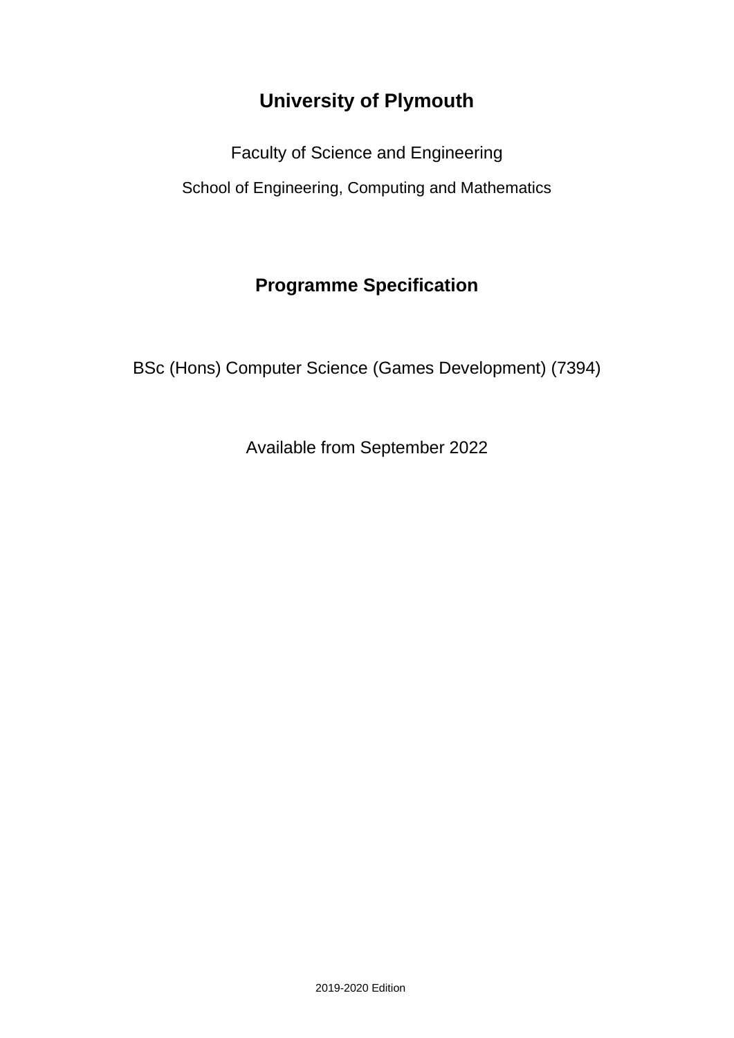# University of Plymouth

Faculty of Science and Engineering

School of Engineering, Computing and Mathematics

## Programme Specification

BSc (Hons) Computer Science (Games Development) (7394)

Available from September 2022

2019-2020 Edition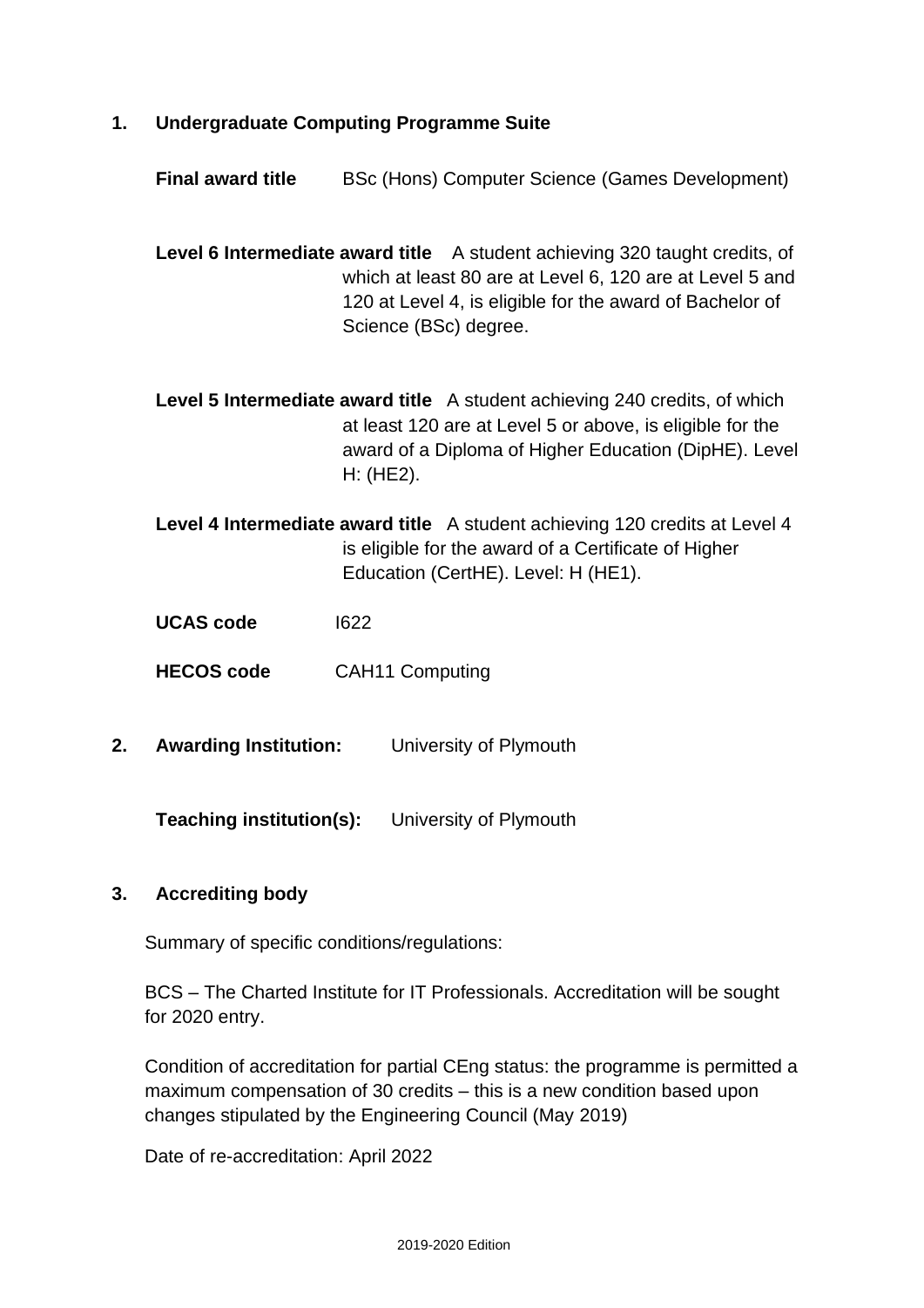## 1. Undergraduate Computing Programme Suite

**Final award title** BSc (Hons) Computer Science (Games Development)

**Level 6 Intermediate award title** A student achieving 320 taught credits, of which at least 80 are at Level 6, 120 are at Level 5 and 120 at Level 4, is eligible for the award of Bachelor of Science (BSc) degree.

**Level 5 Intermediate award title** A student achieving 240 credits, of which at least 120 are at Level 5 or above, is eligible for the award of a Diploma of Higher Education (DipHE). Level H: (HE2).

**Level 4 Intermediate award title** A student achieving 120 credits at Level 4 is eligible for the award of a Certificate of Higher Education (CertHE). Level: H (HE1).

**UCAS code** I622

**HECOS code** CAH11 Computing

## 2. Awarding Institution: University of Plymouth

**Teaching institution(s):** University of Plymouth

## 3. Accrediting body

Summary of specific conditions/regulations:

BCS – The Charted Institute for IT Professionals. Accreditation will be sought for 2020 entry.

Condition of accreditation for partial CEng status: the programme is permitted a maximum compensation of 30 credits – this is a new condition based upon changes stipulated by the Engineering Council (May 2019)

Date of re-accreditation: April 2022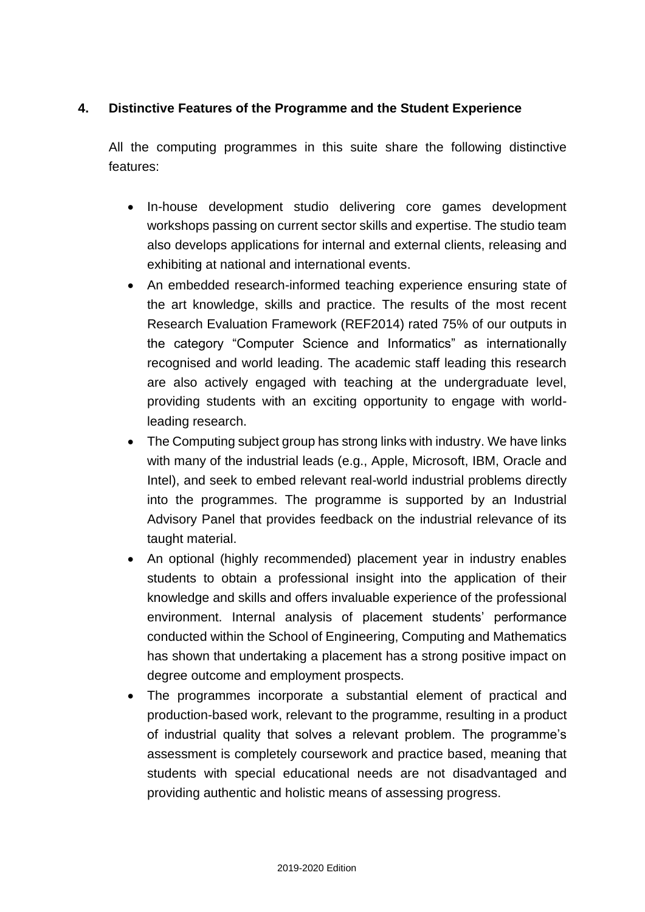## 4. Distinctive Features of the Programme and the Student Experience

All the computing programmes in this suite share the following distinctive features:

- In-house development studio delivering core games development workshops passing on current sector skills and expertise. The studio team also develops applications for internal and external clients, releasing and exhibiting at national and international events.
- An embedded research-informed teaching experience ensuring state of the art knowledge, skills and practice. The results of the most recent Research Evaluation Framework (REF2014) rated 75% of our outputs in the category "Computer Science and Informatics" as internationally recognised and world leading. The academic staff leading this research are also actively engaged with teaching at the undergraduate level, providing students with an exciting opportunity to engage with world-leading research.
- The Computing subject group has strong links with industry. We have links with many of the industrial leads (e.g., Apple, Microsoft, IBM, Oracle and Intel), and seek to embed relevant real-world industrial problems directly into the programmes. The programme is supported by an Industrial Advisory Panel that provides feedback on the industrial relevance of its taught material.
- An optional (highly recommended) placement year in industry enables students to obtain a professional insight into the application of their knowledge and skills and offers invaluable experience of the professional environment. Internal analysis of placement students' performance conducted within the School of Engineering, Computing and Mathematics has shown that undertaking a placement has a strong positive impact on degree outcome and employment prospects.
- The programmes incorporate a substantial element of practical and production-based work, relevant to the programme, resulting in a product of industrial quality that solves a relevant problem. The programme's assessment is completely coursework and practice based, meaning that students with special educational needs are not disadvantaged and providing authentic and holistic means of assessing progress.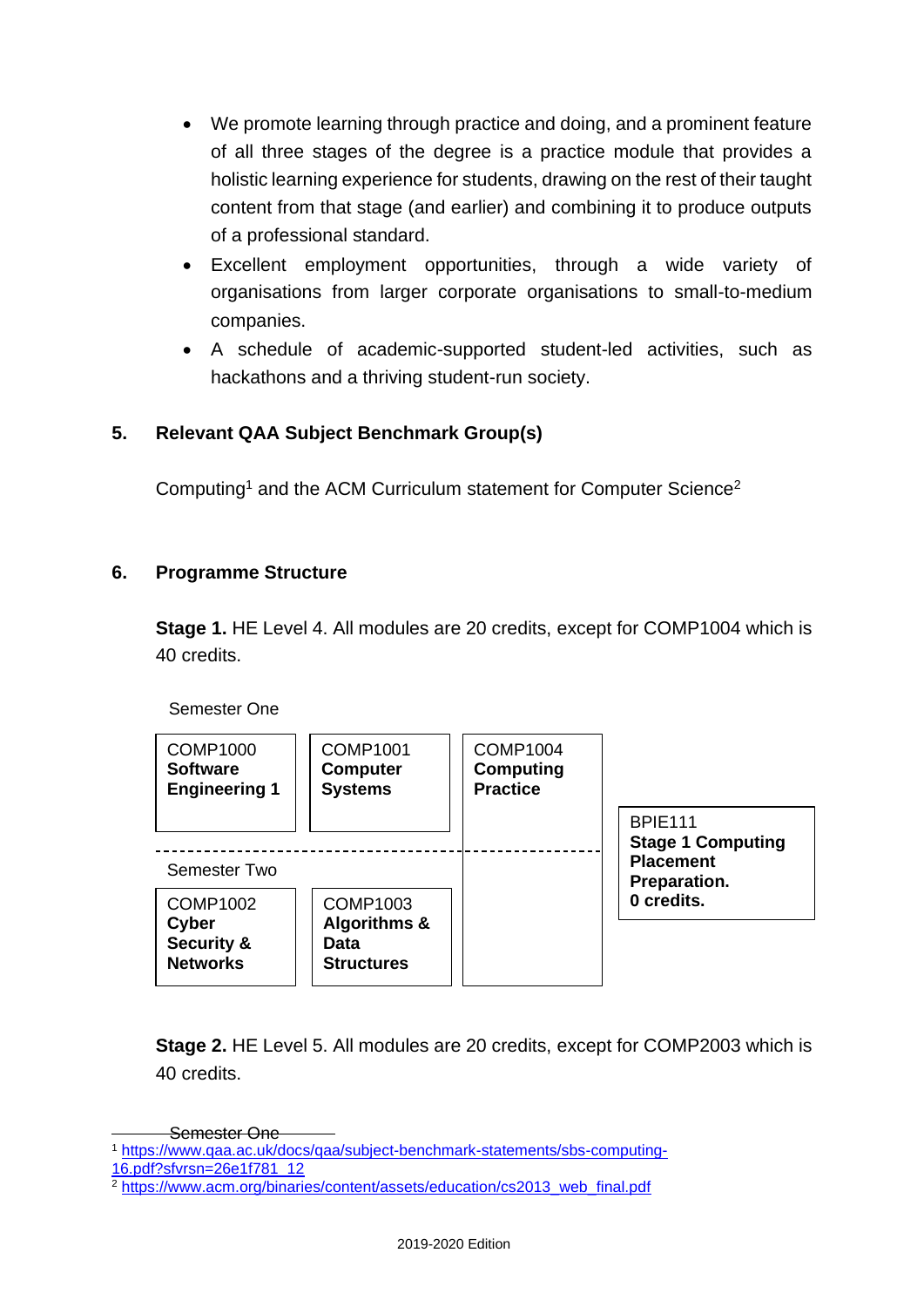- We promote learning through practice and doing, and a prominent feature of all three stages of the degree is a practice module that provides a holistic learning experience for students, drawing on the rest of their taught content from that stage (and earlier) and combining it to produce outputs of a professional standard.
- Excellent employment opportunities, through a wide variety of organisations from larger corporate organisations to small-to-medium companies.
- A schedule of academic-supported student-led activities, such as hackathons and a thriving student-run society.

## 5. Relevant QAA Subject Benchmark Group(s)

Computing[1] and the ACM Curriculum statement for Computer Science[2]

## 6. Programme Structure

**Stage 1.** HE Level 4. All modules are 20 credits, except for COMP1004 which is 40 credits.

| | | | |
|---|---|---|---|
| **Semester One** | | | |
| COMP1000 **Software Engineering 1** | COMP1001 **Computer Systems** | COMP1004 **Computing Practice** | BPIE111 **Stage 1 Computing Placement Preparation. 0 credits.** |
| **Semester Two** | | | |
| COMP1002 **Cyber Security & Networks** | COMP1003 **Algorithms & Data Structures** | | |

**Stage 2.** HE Level 5. All modules are 20 credits, except for COMP2003 which is 40 credits.

Semester One

[1] https://www.qaa.ac.uk/docs/qaa/subject-benchmark-statements/sbs-computing-16.pdf?sfvrsn=26e1f781_12

[2] https://www.acm.org/binaries/content/assets/education/cs2013_web_final.pdf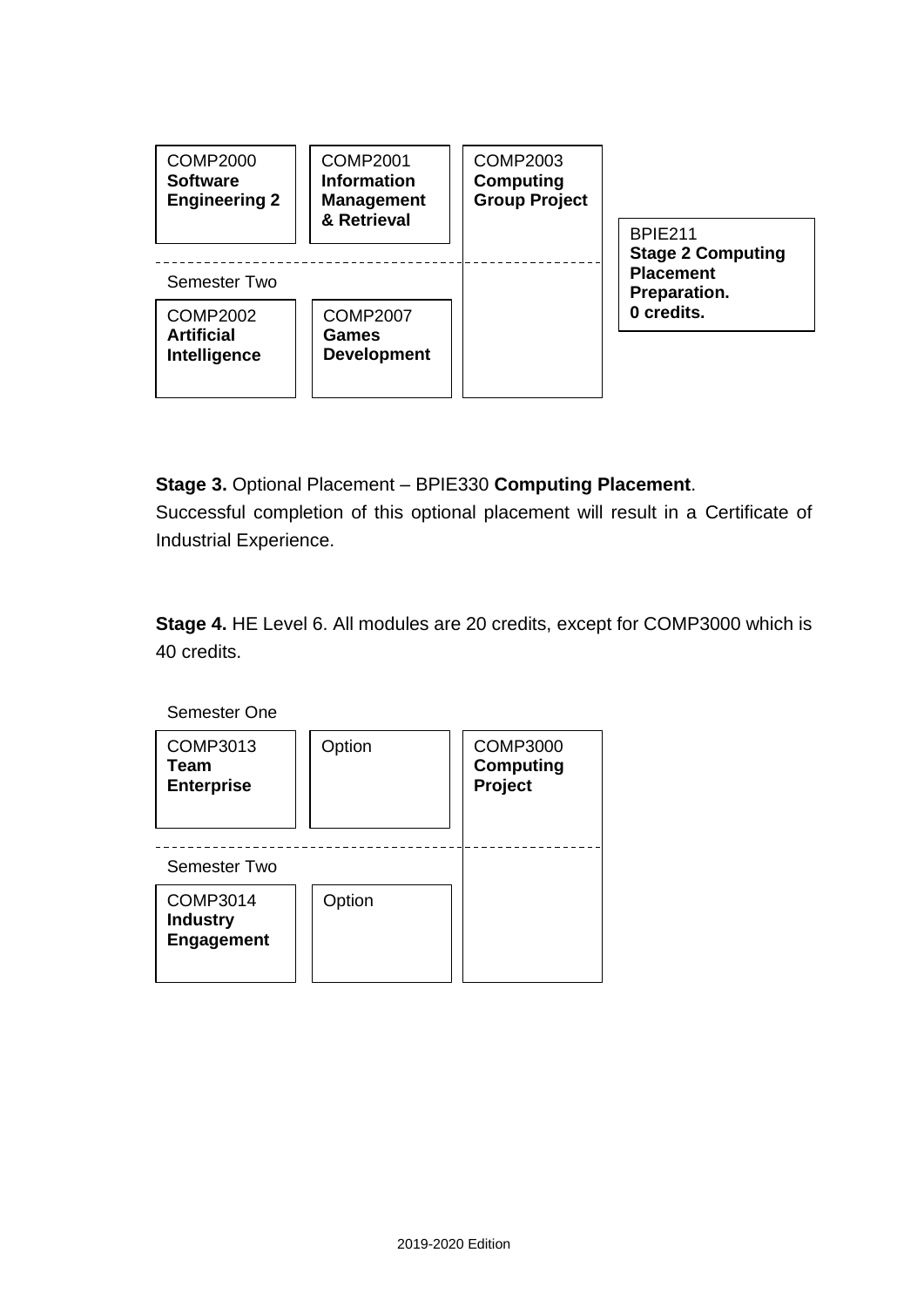| | | | |
|---|---|---|---|
| COMP2000 **Software Engineering 2** | COMP2001 **Information Management & Retrieval** | COMP2003 **Computing Group Project** | BPIE211 **Stage 2 Computing Placement Preparation. 0 credits.** |
| Semester Two | | | |
| COMP2002 **Artificial Intelligence** | COMP2007 **Games Development** | | |

**Stage 3.** Optional Placement – BPIE330 **Computing Placement**.

Successful completion of this optional placement will result in a Certificate of Industrial Experience.

**Stage 4.** HE Level 6. All modules are 20 credits, except for COMP3000 which is 40 credits.

| Semester One | | |
|---|---|---|
| COMP3013 **Team Enterprise** | Option | COMP3000 **Computing Project** |
| Semester Two | | |
| COMP3014 **Industry Engagement** | Option | |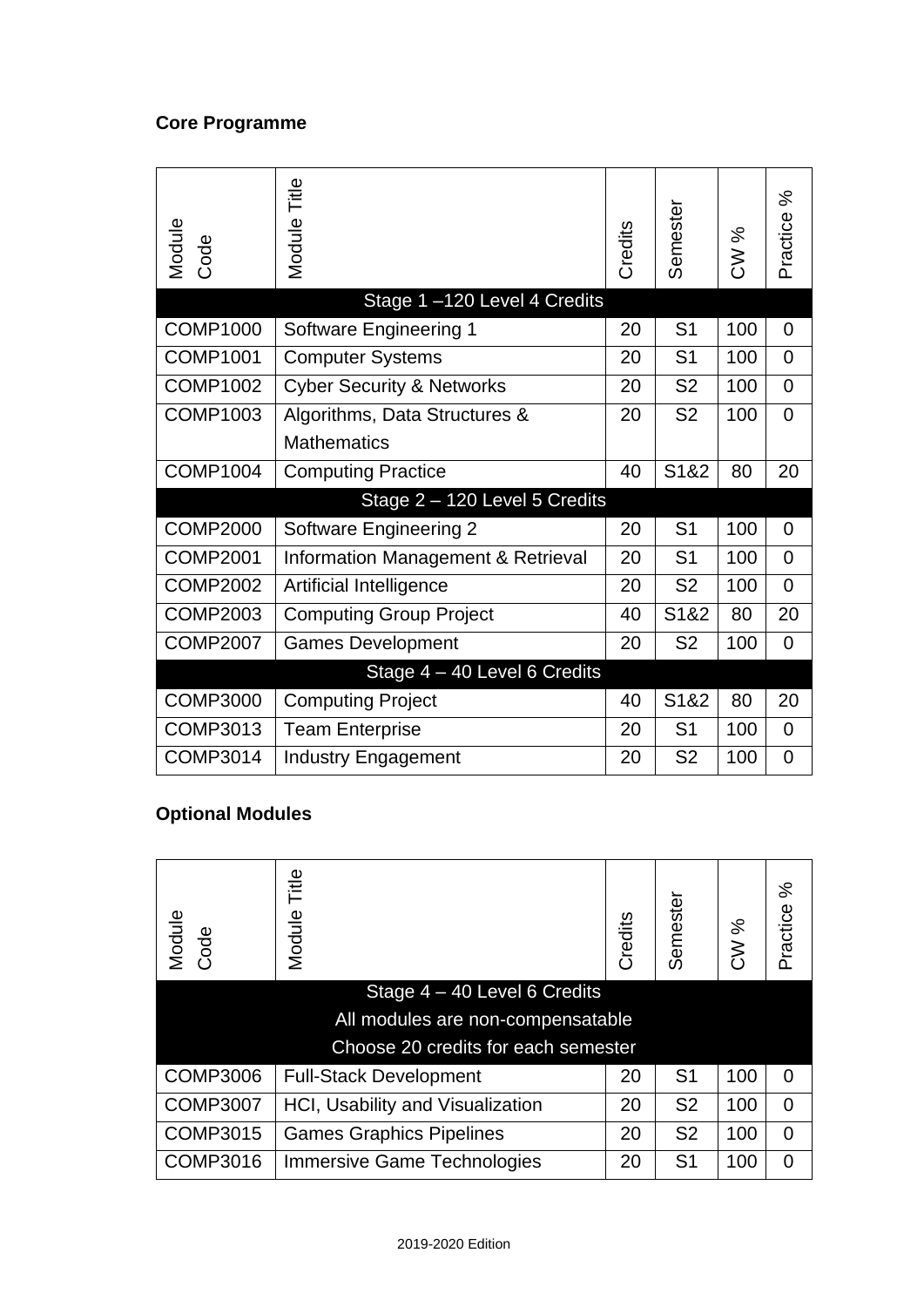**Core Programme**

| Module Code | Module Title | Credits | Semester | CW % | Practice % |
|---|---|---|---|---|---|
| Stage 1 –120 Level 4 Credits | | | | | |
| COMP1000 | Software Engineering 1 | 20 | S1 | 100 | 0 |
| COMP1001 | Computer Systems | 20 | S1 | 100 | 0 |
| COMP1002 | Cyber Security & Networks | 20 | S2 | 100 | 0 |
| COMP1003 | Algorithms, Data Structures & Mathematics | 20 | S2 | 100 | 0 |
| COMP1004 | Computing Practice | 40 | S1&2 | 80 | 20 |
| Stage 2 – 120 Level 5 Credits | | | | | |
| COMP2000 | Software Engineering 2 | 20 | S1 | 100 | 0 |
| COMP2001 | Information Management & Retrieval | 20 | S1 | 100 | 0 |
| COMP2002 | Artificial Intelligence | 20 | S2 | 100 | 0 |
| COMP2003 | Computing Group Project | 40 | S1&2 | 80 | 20 |
| COMP2007 | Games Development | 20 | S2 | 100 | 0 |
| Stage 4 – 40 Level 6 Credits | | | | | |
| COMP3000 | Computing Project | 40 | S1&2 | 80 | 20 |
| COMP3013 | Team Enterprise | 20 | S1 | 100 | 0 |
| COMP3014 | Industry Engagement | 20 | S2 | 100 | 0 |

**Optional Modules**

| Module Code | Module Title | Credits | Semester | CW % | Practice % |
|---|---|---|---|---|---|
| Stage 4 – 40 Level 6 Credits<br>All modules are non-compensatable<br>Choose 20 credits for each semester | | | | | |
| COMP3006 | Full-Stack Development | 20 | S1 | 100 | 0 |
| COMP3007 | HCI, Usability and Visualization | 20 | S2 | 100 | 0 |
| COMP3015 | Games Graphics Pipelines | 20 | S2 | 100 | 0 |
| COMP3016 | Immersive Game Technologies | 20 | S1 | 100 | 0 |

2019-2020 Edition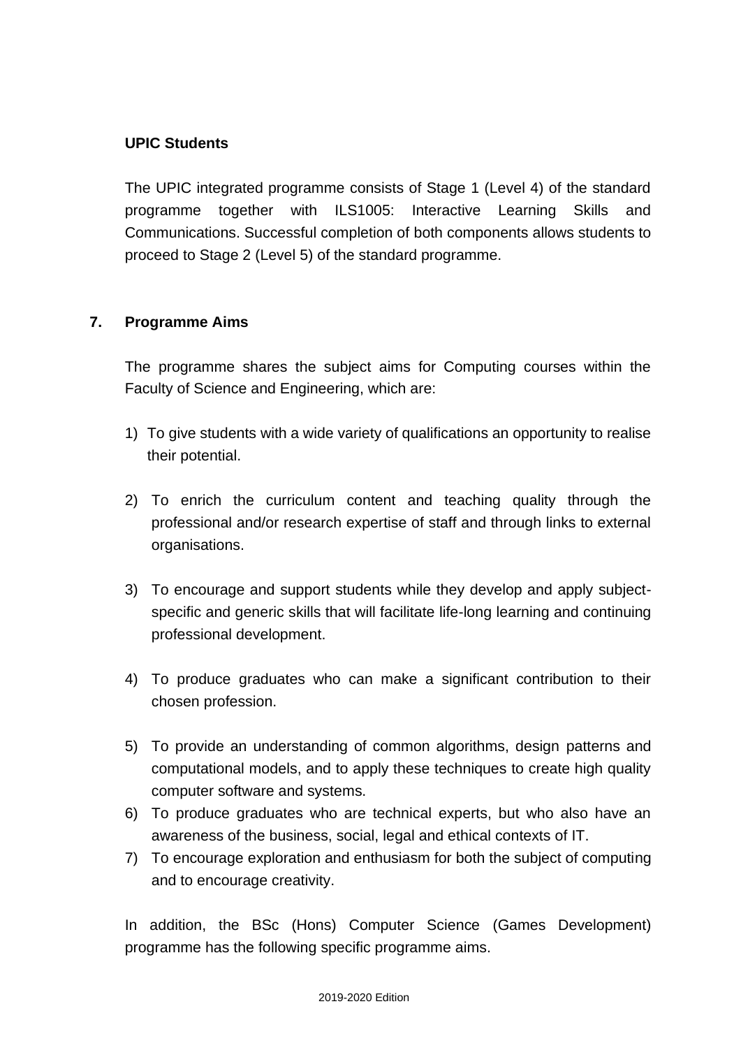**UPIC Students**

The UPIC integrated programme consists of Stage 1 (Level 4) of the standard programme together with ILS1005: Interactive Learning Skills and Communications. Successful completion of both components allows students to proceed to Stage 2 (Level 5) of the standard programme.

## 7. Programme Aims

The programme shares the subject aims for Computing courses within the Faculty of Science and Engineering, which are:

1) To give students with a wide variety of qualifications an opportunity to realise their potential.

2) To enrich the curriculum content and teaching quality through the professional and/or research expertise of staff and through links to external organisations.

3) To encourage and support students while they develop and apply subject-specific and generic skills that will facilitate life-long learning and continuing professional development.

4) To produce graduates who can make a significant contribution to their chosen profession.

5) To provide an understanding of common algorithms, design patterns and computational models, and to apply these techniques to create high quality computer software and systems.
6) To produce graduates who are technical experts, but who also have an awareness of the business, social, legal and ethical contexts of IT.
7) To encourage exploration and enthusiasm for both the subject of computing and to encourage creativity.

In addition, the BSc (Hons) Computer Science (Games Development) programme has the following specific programme aims.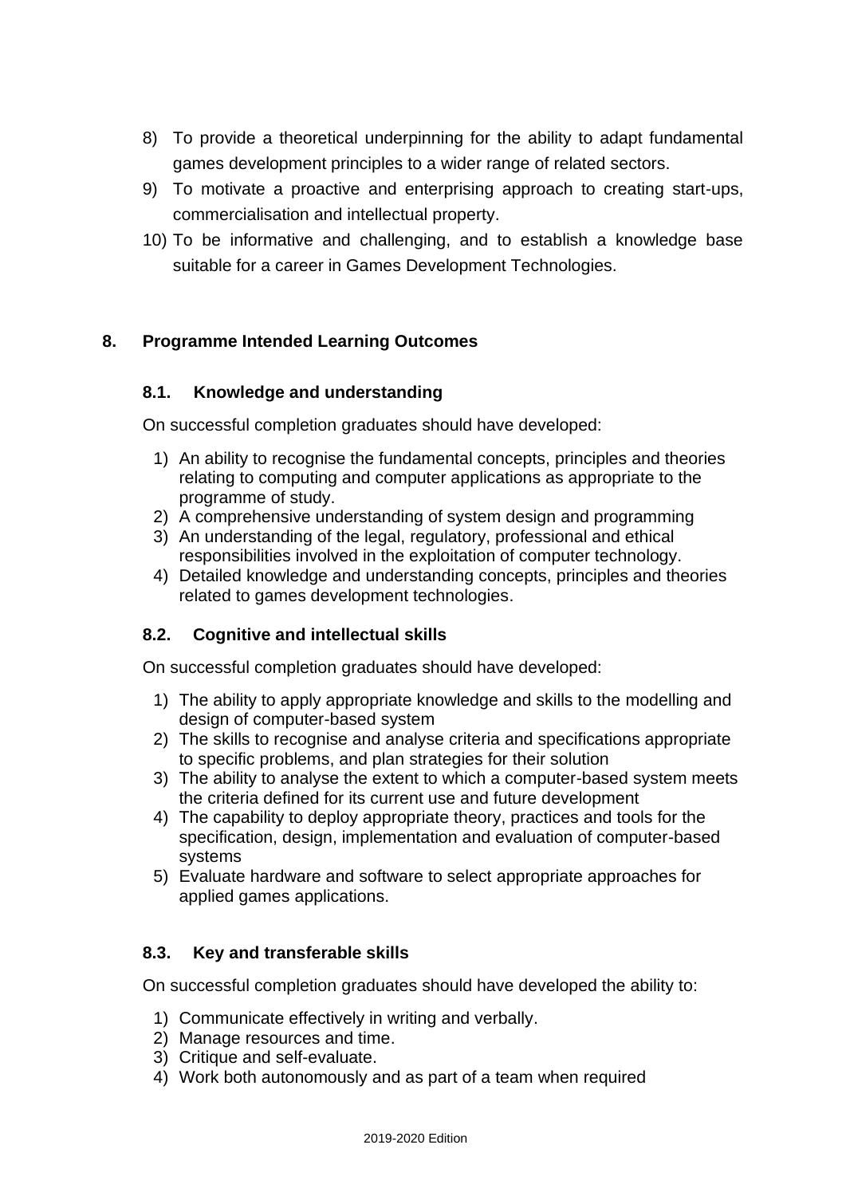8) To provide a theoretical underpinning for the ability to adapt fundamental games development principles to a wider range of related sectors.
9) To motivate a proactive and enterprising approach to creating start-ups, commercialisation and intellectual property.
10) To be informative and challenging, and to establish a knowledge base suitable for a career in Games Development Technologies.

## 8. Programme Intended Learning Outcomes

### 8.1. Knowledge and understanding

On successful completion graduates should have developed:

1) An ability to recognise the fundamental concepts, principles and theories relating to computing and computer applications as appropriate to the programme of study.
2) A comprehensive understanding of system design and programming
3) An understanding of the legal, regulatory, professional and ethical responsibilities involved in the exploitation of computer technology.
4) Detailed knowledge and understanding concepts, principles and theories related to games development technologies.

### 8.2. Cognitive and intellectual skills

On successful completion graduates should have developed:

1) The ability to apply appropriate knowledge and skills to the modelling and design of computer-based system
2) The skills to recognise and analyse criteria and specifications appropriate to specific problems, and plan strategies for their solution
3) The ability to analyse the extent to which a computer-based system meets the criteria defined for its current use and future development
4) The capability to deploy appropriate theory, practices and tools for the specification, design, implementation and evaluation of computer-based systems
5) Evaluate hardware and software to select appropriate approaches for applied games applications.

### 8.3. Key and transferable skills

On successful completion graduates should have developed the ability to:

1) Communicate effectively in writing and verbally.
2) Manage resources and time.
3) Critique and self-evaluate.
4) Work both autonomously and as part of a team when required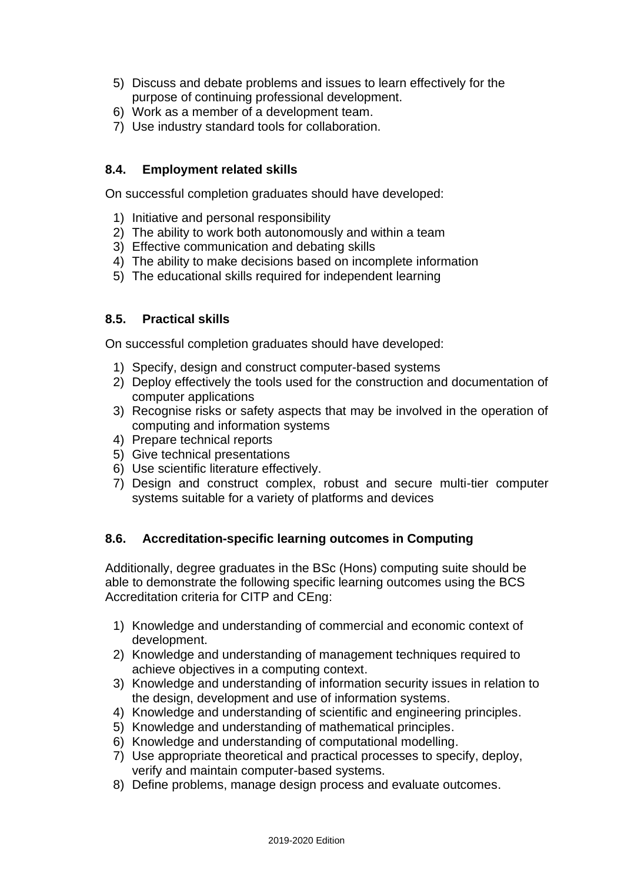5) Discuss and debate problems and issues to learn effectively for the purpose of continuing professional development.
6) Work as a member of a development team.
7) Use industry standard tools for collaboration.

### 8.4. Employment related skills

On successful completion graduates should have developed:

1) Initiative and personal responsibility
2) The ability to work both autonomously and within a team
3) Effective communication and debating skills
4) The ability to make decisions based on incomplete information
5) The educational skills required for independent learning

### 8.5. Practical skills

On successful completion graduates should have developed:

1) Specify, design and construct computer-based systems
2) Deploy effectively the tools used for the construction and documentation of computer applications
3) Recognise risks or safety aspects that may be involved in the operation of computing and information systems
4) Prepare technical reports
5) Give technical presentations
6) Use scientific literature effectively.
7) Design and construct complex, robust and secure multi-tier computer systems suitable for a variety of platforms and devices

### 8.6. Accreditation-specific learning outcomes in Computing

Additionally, degree graduates in the BSc (Hons) computing suite should be able to demonstrate the following specific learning outcomes using the BCS Accreditation criteria for CITP and CEng:

1) Knowledge and understanding of commercial and economic context of development.
2) Knowledge and understanding of management techniques required to achieve objectives in a computing context.
3) Knowledge and understanding of information security issues in relation to the design, development and use of information systems.
4) Knowledge and understanding of scientific and engineering principles.
5) Knowledge and understanding of mathematical principles.
6) Knowledge and understanding of computational modelling.
7) Use appropriate theoretical and practical processes to specify, deploy, verify and maintain computer-based systems.
8) Define problems, manage design process and evaluate outcomes.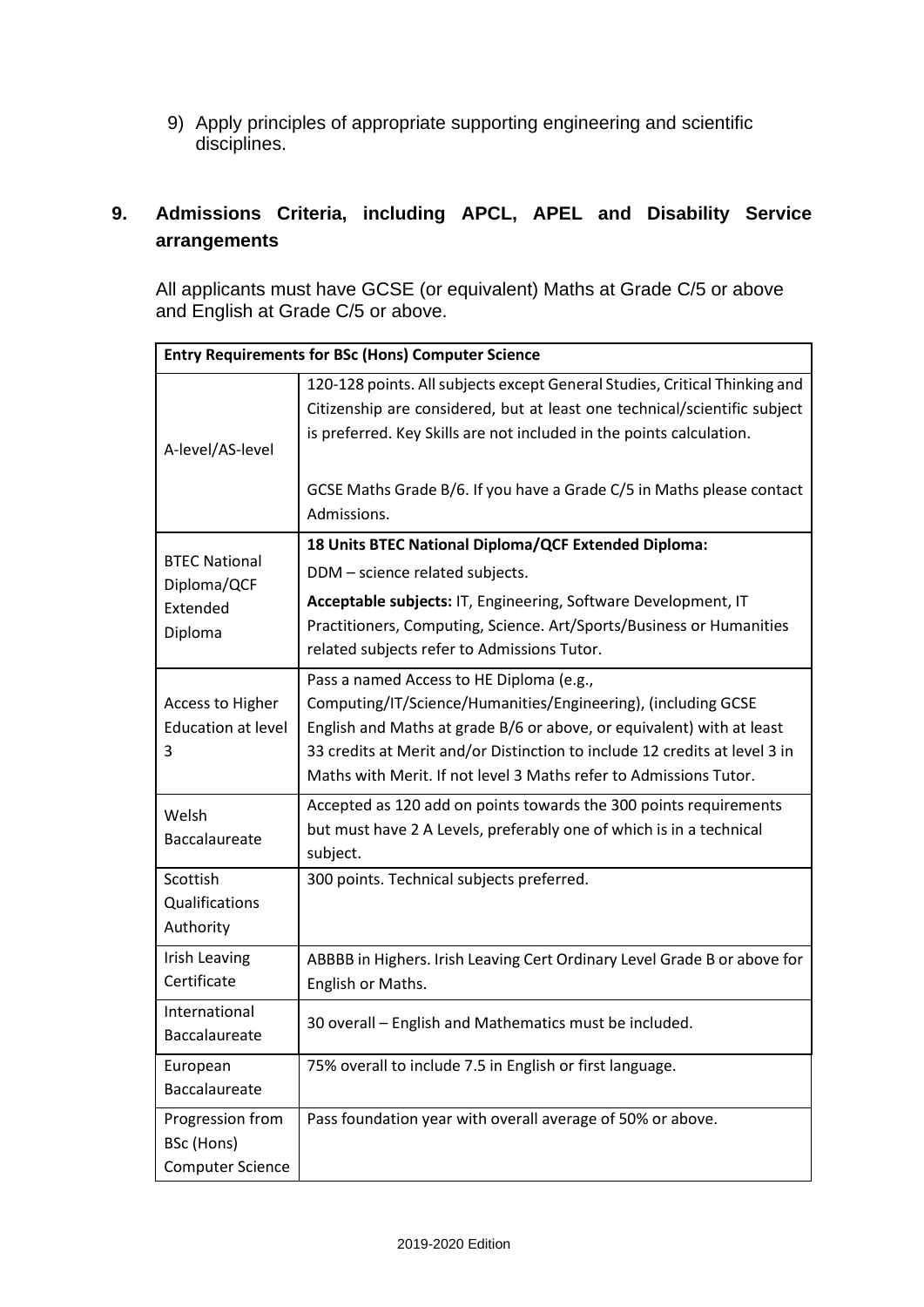9) Apply principles of appropriate supporting engineering and scientific disciplines.

## 9. Admissions Criteria, including APCL, APEL and Disability Service arrangements

All applicants must have GCSE (or equivalent) Maths at Grade C/5 or above and English at Grade C/5 or above.

| **Entry Requirements for BSc (Hons) Computer Science** | |
|---|---|
| A-level/AS-level | 120-128 points. All subjects except General Studies, Critical Thinking and Citizenship are considered, but at least one technical/scientific subject is preferred. Key Skills are not included in the points calculation.<br><br>GCSE Maths Grade B/6. If you have a Grade C/5 in Maths please contact Admissions. |
| BTEC National Diploma/QCF Extended Diploma | **18 Units BTEC National Diploma/QCF Extended Diploma:**<br>DDM – science related subjects.<br>**Acceptable subjects:** IT, Engineering, Software Development, IT Practitioners, Computing, Science. Art/Sports/Business or Humanities related subjects refer to Admissions Tutor. |
| Access to Higher Education at level 3 | Pass a named Access to HE Diploma (e.g., Computing/IT/Science/Humanities/Engineering), (including GCSE English and Maths at grade B/6 or above, or equivalent) with at least 33 credits at Merit and/or Distinction to include 12 credits at level 3 in Maths with Merit. If not level 3 Maths refer to Admissions Tutor. |
| Welsh Baccalaureate | Accepted as 120 add on points towards the 300 points requirements but must have 2 A Levels, preferably one of which is in a technical subject. |
| Scottish Qualifications Authority | 300 points. Technical subjects preferred. |
| Irish Leaving Certificate | ABBBB in Highers. Irish Leaving Cert Ordinary Level Grade B or above for English or Maths. |
| International Baccalaureate | 30 overall – English and Mathematics must be included. |
| European Baccalaureate | 75% overall to include 7.5 in English or first language. |
| Progression from BSc (Hons) Computer Science | Pass foundation year with overall average of 50% or above. |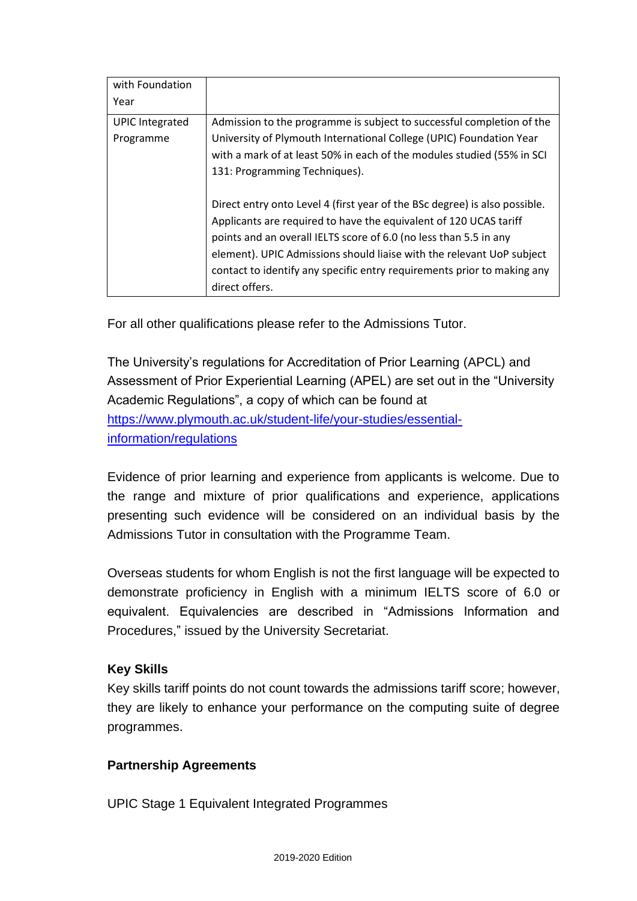| with Foundation Year | |
| --- | --- |
| UPIC Integrated Programme | Admission to the programme is subject to successful completion of the University of Plymouth International College (UPIC) Foundation Year with a mark of at least 50% in each of the modules studied (55% in SCI 131: Programming Techniques).<br><br>Direct entry onto Level 4 (first year of the BSc degree) is also possible. Applicants are required to have the equivalent of 120 UCAS tariff points and an overall IELTS score of 6.0 (no less than 5.5 in any element). UPIC Admissions should liaise with the relevant UoP subject contact to identify any specific entry requirements prior to making any direct offers. |

For all other qualifications please refer to the Admissions Tutor.

The University's regulations for Accreditation of Prior Learning (APCL) and Assessment of Prior Experiential Learning (APEL) are set out in the "University Academic Regulations", a copy of which can be found at [https://www.plymouth.ac.uk/student-life/your-studies/essential-information/regulations](https://www.plymouth.ac.uk/student-life/your-studies/essential-information/regulations)

Evidence of prior learning and experience from applicants is welcome. Due to the range and mixture of prior qualifications and experience, applications presenting such evidence will be considered on an individual basis by the Admissions Tutor in consultation with the Programme Team.

Overseas students for whom English is not the first language will be expected to demonstrate proficiency in English with a minimum IELTS score of 6.0 or equivalent. Equivalencies are described in "Admissions Information and Procedures," issued by the University Secretariat.

**Key Skills**

Key skills tariff points do not count towards the admissions tariff score; however, they are likely to enhance your performance on the computing suite of degree programmes.

**Partnership Agreements**

UPIC Stage 1 Equivalent Integrated Programmes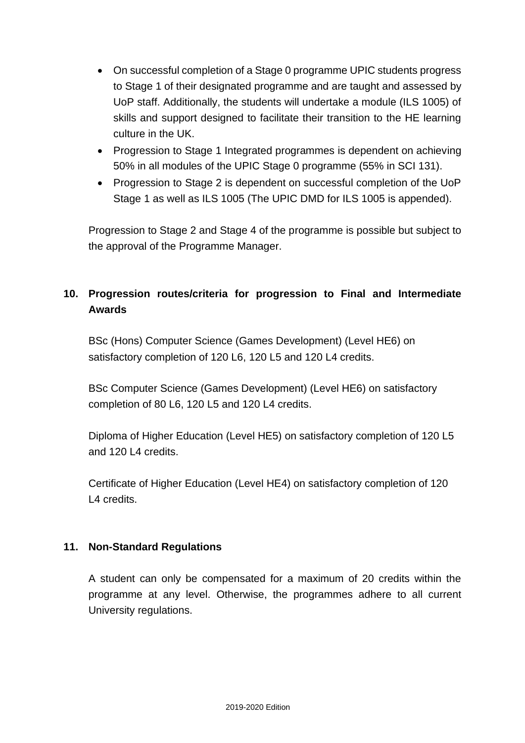- On successful completion of a Stage 0 programme UPIC students progress to Stage 1 of their designated programme and are taught and assessed by UoP staff. Additionally, the students will undertake a module (ILS 1005) of skills and support designed to facilitate their transition to the HE learning culture in the UK.
- Progression to Stage 1 Integrated programmes is dependent on achieving 50% in all modules of the UPIC Stage 0 programme (55% in SCI 131).
- Progression to Stage 2 is dependent on successful completion of the UoP Stage 1 as well as ILS 1005 (The UPIC DMD for ILS 1005 is appended).

Progression to Stage 2 and Stage 4 of the programme is possible but subject to the approval of the Programme Manager.

## 10. Progression routes/criteria for progression to Final and Intermediate Awards

BSc (Hons) Computer Science (Games Development) (Level HE6) on satisfactory completion of 120 L6, 120 L5 and 120 L4 credits.

BSc Computer Science (Games Development) (Level HE6) on satisfactory completion of 80 L6, 120 L5 and 120 L4 credits.

Diploma of Higher Education (Level HE5) on satisfactory completion of 120 L5 and 120 L4 credits.

Certificate of Higher Education (Level HE4) on satisfactory completion of 120 L4 credits.

## 11. Non-Standard Regulations

A student can only be compensated for a maximum of 20 credits within the programme at any level. Otherwise, the programmes adhere to all current University regulations.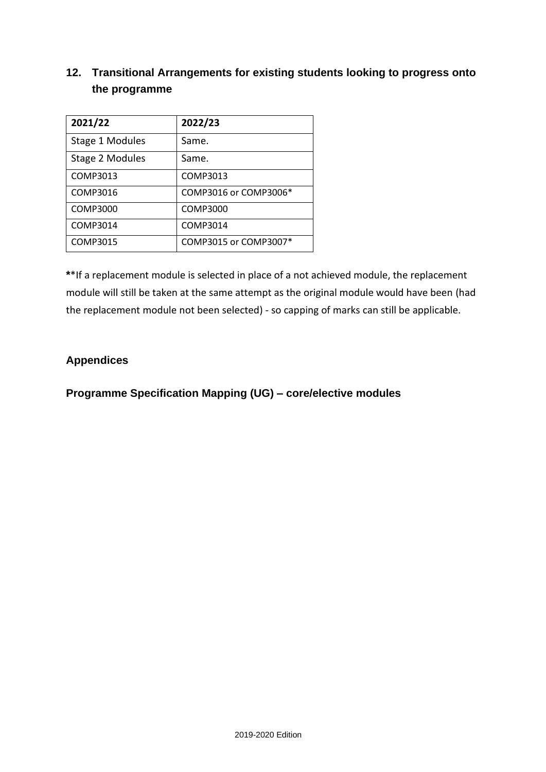## 12. Transitional Arrangements for existing students looking to progress onto the programme

| 2021/22 | 2022/23 |
|---|---|
| Stage 1 Modules | Same. |
| Stage 2 Modules | Same. |
| COMP3013 | COMP3013 |
| COMP3016 | COMP3016 or COMP3006* |
| COMP3000 | COMP3000 |
| COMP3014 | COMP3014 |
| COMP3015 | COMP3015 or COMP3007* |

***If a replacement module is selected in place of a not achieved module, the replacement module will still be taken at the same attempt as the original module would have been (had the replacement module not been selected) - so capping of marks can still be applicable.

## Appendices

### Programme Specification Mapping (UG) – core/elective modules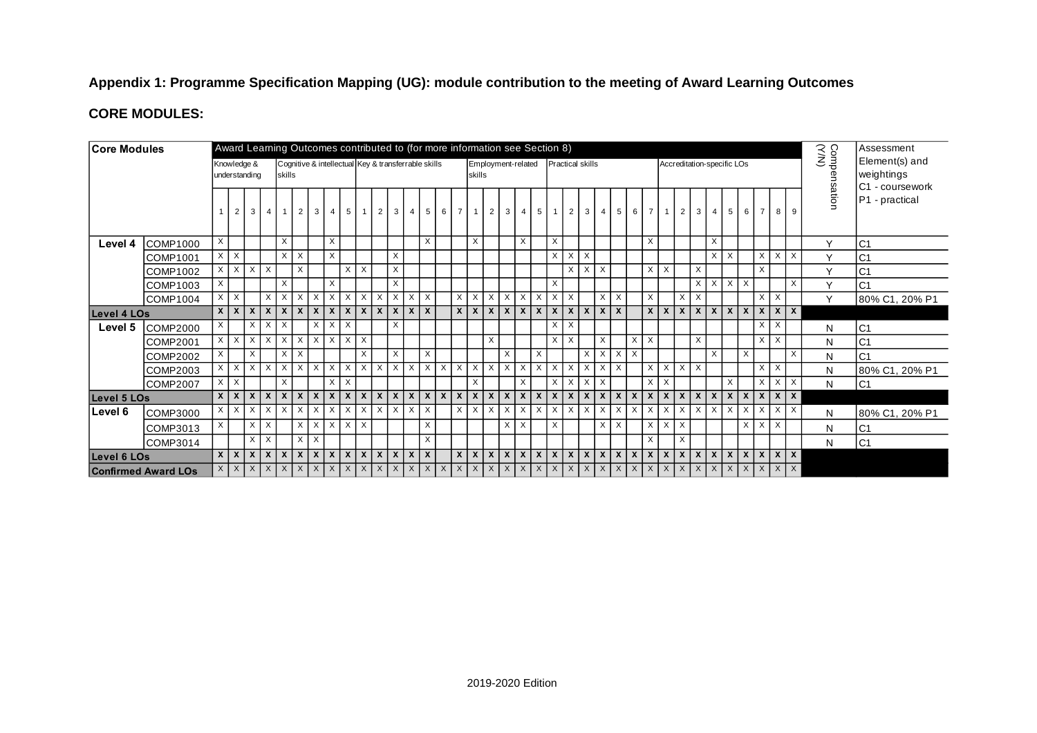**Appendix 1: Programme Specification Mapping (UG): module contribution to the meeting of Award Learning Outcomes**

**CORE MODULES:**

| Core Modules | | Award Learning Outcomes contributed to (for more information see Section 8) | | | | | | | | | | | | | | | | | | | | | | | | | | | | | | | | | | | | | Compensation (Y/N) | Assessment Element(s) and weightings C1 - coursework P1 - practical |
|---|---|---|---|---|---|---|---|---|---|---|---|---|---|---|---|---|---|---|---|---|---|---|---|---|---|---|---|---|---|---|---|---|---|---|---|---|---|---|---|---|
| | | Knowledge & understanding | | | | Cognitive & intellectual skills | | | | | Key & transferrable skills | | | | | | | Employment-related skills | | | | | Practical skills | | | | | | | Accreditation-specific LOs | | | | | | | | | | |
| | | 1 | 2 | 3 | 4 | 1 | 2 | 3 | 4 | 5 | 1 | 2 | 3 | 4 | 5 | 6 | 7 | 1 | 2 | 3 | 4 | 5 | 1 | 2 | 3 | 4 | 5 | 6 | 7 | 1 | 2 | 3 | 4 | 5 | 6 | 7 | 8 | 9 | | |
| **Level 4** | COMP1000 | X | | | | X | | | X | | | | | | X | | | X | | | X | | X | | | | | | X | | | | X | | | | | | Y | C1 |
| | COMP1001 | X | X | | | X | X | | X | | | | X | | | | | | | | | | X | X | X | | | | | | | | X | X | | X | X | X | Y | C1 |
| | COMP1002 | X | X | X | X | | X | | | X | X | | X | | | | | | | | | | | X | X | X | | | X | X | | X | | | | X | | | Y | C1 |
| | COMP1003 | X | | | | X | | | X | | | | X | | | | | | | | | | X | | | | | | | | | X | X | X | X | | | X | Y | C1 |
| | COMP1004 | X | X | | X | X | X | X | X | X | X | X | X | X | X | | X | X | X | X | X | X | X | X | | X | X | | X | | X | X | | | | X | X | | Y | 80% C1, 20% P1 |
| **Level 4 LOs** | | X | X | X | X | X | X | X | X | X | X | X | X | X | X | | X | X | X | X | X | X | X | X | X | X | X | | X | X | X | X | X | X | X | X | X | X | | |
| **Level 5** | COMP2000 | X | | X | X | X | | X | X | X | | | X | | | | | | | | | | X | X | | | | | | | | | | | | X | X | | N | C1 |
| | COMP2001 | X | X | X | X | X | X | X | X | X | X | | | | | | | | X | | | | X | X | | X | | X | X | | | X | | | | X | X | | N | C1 |
| | COMP2002 | X | | X | | X | X | | | | X | | X | | X | | | | | X | | X | | | X | X | X | X | | | | | X | | X | | | X | N | C1 |
| | COMP2003 | X | X | X | X | X | X | X | X | X | X | X | X | X | X | X | X | X | X | X | X | X | X | X | X | X | X | | X | X | X | X | | | | X | X | | N | 80% C1, 20% P1 |
| | COMP2007 | X | X | | | X | | | X | X | | | | | | | | X | | | X | | X | X | X | X | | | X | X | | | | X | | X | X | X | N | C1 |
| **Level 5 LOs** | | X | X | X | X | X | X | X | X | X | X | X | X | X | X | X | X | X | X | X | X | X | X | X | X | X | X | X | X | X | X | X | X | X | X | X | X | X | | |
| **Level 6** | COMP3000 | X | X | X | X | X | X | X | X | X | X | X | X | X | X | | X | X | X | X | X | X | X | X | X | X | X | X | X | X | X | X | X | X | X | X | X | X | N | 80% C1, 20% P1 |
| | COMP3013 | X | | X | X | | X | X | X | X | X | | | | X | | | | | X | X | | X | | | X | X | | X | X | X | | | | X | X | X | | N | C1 |
| | COMP3014 | | | X | X | | X | X | | | | | | | X | | | | | | | | | | | | | | X | | X | | | | | | | | N | C1 |
| **Level 6 LOs** | | X | X | X | X | X | X | X | X | X | X | X | X | X | X | | X | X | X | X | X | X | X | X | X | X | X | X | X | X | X | X | X | X | X | X | X | X | | |
| **Confirmed Award LOs** | | X | X | X | X | X | X | X | X | X | X | X | X | X | X | X | X | X | X | X | X | X | X | X | X | X | X | X | X | X | X | X | X | X | X | X | X | X | | |

2019-2020 Edition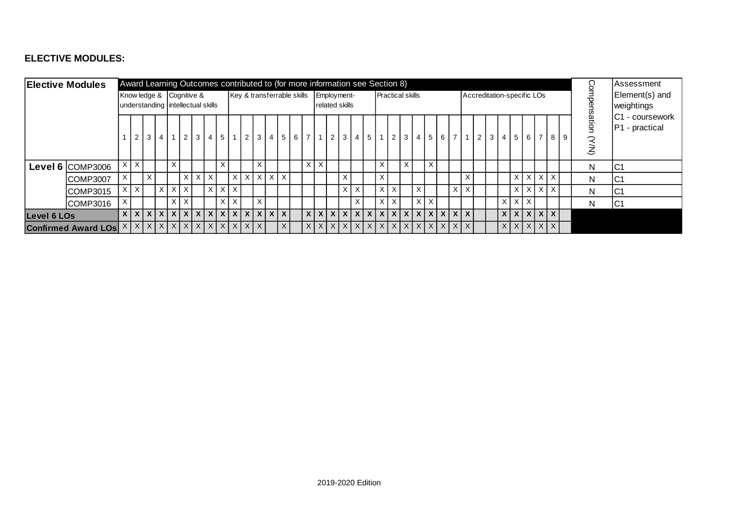**ELECTIVE MODULES:**

| Elective Modules | | Award Learning Outcomes contributed to (for more information see Section 8) | | | | | | | | | | | | | | | | | | | | | | | | | | | | | | | | | | | Compensation (Y/N) | Assessment Element(s) and weightings C1 - coursework P1 - practical |
|---|---|---|---|---|---|---|---|---|---|---|---|---|---|---|---|---|---|---|---|---|---|---|---|---|---|---|---|---|---|---|---|---|---|---|---|---|---|---|
| | | Knowledge & understanding | | | | Cognitive & intellectual skills | | | | | Key & transferrable skills | | | | | | | Employment-related skills | | | | | Practical skills | | | | | | | Accreditation-specific LOs | | | | | | | | | | |
| | | 1 | 2 | 3 | 4 | 1 | 2 | 3 | 4 | 5 | 1 | 2 | 3 | 4 | 5 | 6 | 7 | 1 | 2 | 3 | 4 | 5 | 1 | 2 | 3 | 4 | 5 | 6 | 7 | 1 | 2 | 3 | 4 | 5 | 6 | 7 | 8 | 9 | | |
| Level 6 | COMP3006 | X | X | | | X | | | | X | | | X | | | | X | X | | | | | X | | X | | X | | | | | | | | | | | | N | C1 |
| | COMP3007 | X | | X | | | X | X | X | | X | X | X | X | X | | | | | X | | | X | | | | | | | X | | | | X | X | X | X | | N | C1 |
| | COMP3015 | X | X | | X | X | X | | X | X | X | | | | | | | | | X | X | | X | X | | X | | | X | X | | | | X | X | X | X | | N | C1 |
| | COMP3016 | X | | | | X | X | | | X | X | | X | | | | | | | | X | | X | X | | X | X | | | | | | X | X | X | | | | N | C1 |
| **Level 6 LOs** | | **X** | **X** | **X** | **X** | **X** | **X** | **X** | **X** | **X** | **X** | **X** | **X** | **X** | **X** | | **X** | **X** | **X** | **X** | **X** | **X** | **X** | **X** | **X** | **X** | **X** | **X** | **X** | **X** | | | **X** | **X** | **X** | **X** | **X** | | | |
| **Confirmed Award LOs** | | X | X | X | X | X | X | X | X | X | X | X | X | | X | | X | X | X | X | X | X | X | X | X | X | X | X | X | X | | | X | X | X | X | X | | | |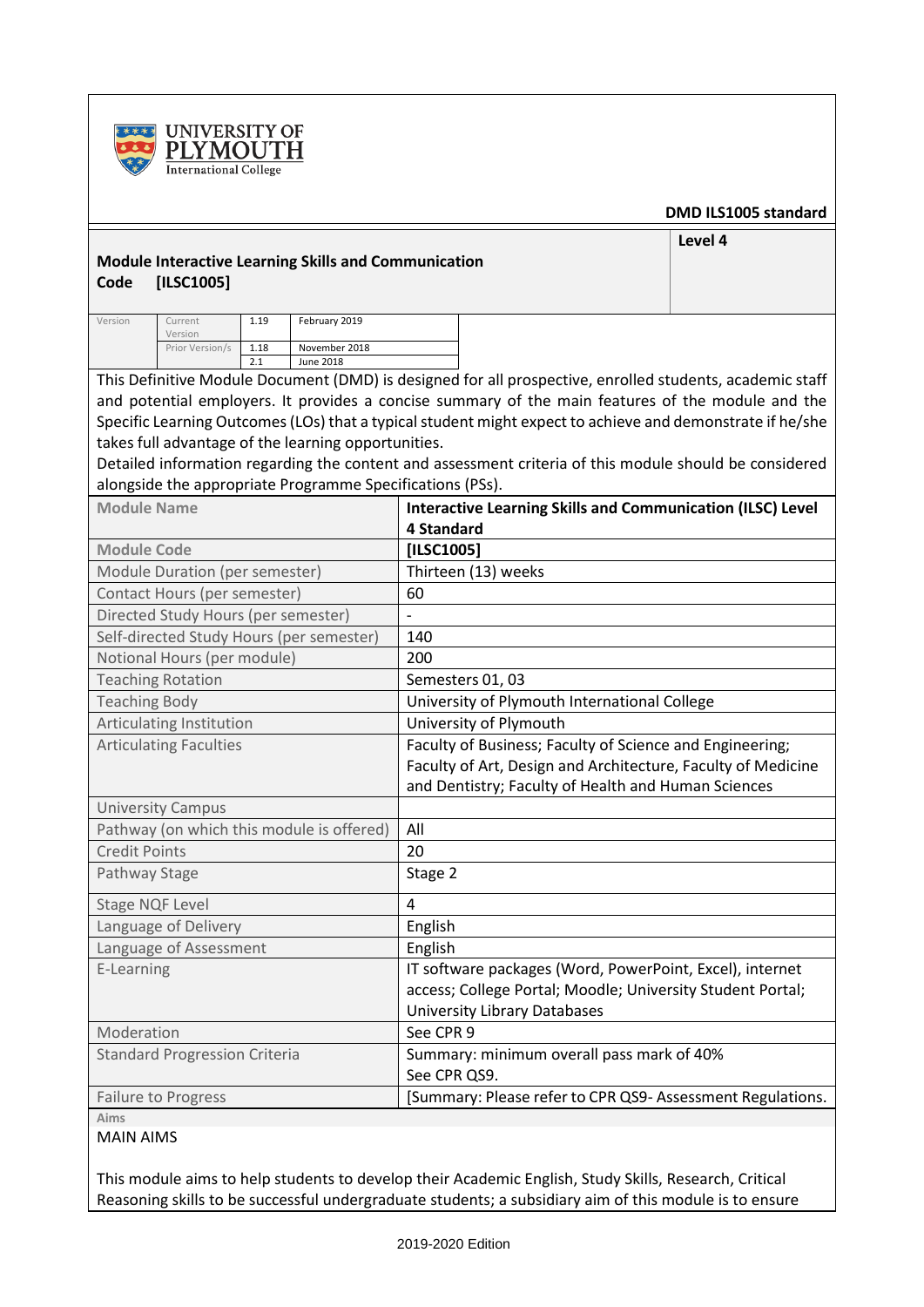UNIVERSITY OF PLYMOUTH
International College

**DMD ILS1005 standard**

| **Module Interactive Learning Skills and Communication**<br>**Code [ILSC1005]** | **Level 4** |
|---|---|

| Version | Current Version | 1.19 | February 2019 |
|---|---|---|---|
| | Prior Version/s | 1.18 | November 2018 |
| | | 2.1 | June 2018 |

This Definitive Module Document (DMD) is designed for all prospective, enrolled students, academic staff and potential employers. It provides a concise summary of the main features of the module and the Specific Learning Outcomes (LOs) that a typical student might expect to achieve and demonstrate if he/she takes full advantage of the learning opportunities.
Detailed information regarding the content and assessment criteria of this module should be considered alongside the appropriate Programme Specifications (PSs).

| **Module Name** | **Interactive Learning Skills and Communication (ILSC) Level 4 Standard** |
|---|---|
| **Module Code** | **[ILSC1005]** |
| Module Duration (per semester) | Thirteen (13) weeks |
| Contact Hours (per semester) | 60 |
| Directed Study Hours (per semester) | - |
| Self-directed Study Hours (per semester) | 140 |
| Notional Hours (per module) | 200 |
| Teaching Rotation | Semesters 01, 03 |
| Teaching Body | University of Plymouth International College |
| Articulating Institution | University of Plymouth |
| Articulating Faculties | Faculty of Business; Faculty of Science and Engineering; Faculty of Art, Design and Architecture, Faculty of Medicine and Dentistry; Faculty of Health and Human Sciences |
| University Campus | |
| Pathway (on which this module is offered) | All |
| Credit Points | 20 |
| Pathway Stage | Stage 2 |
| Stage NQF Level | 4 |
| Language of Delivery | English |
| Language of Assessment | English |
| E-Learning | IT software packages (Word, PowerPoint, Excel), internet access; College Portal; Moodle; University Student Portal; University Library Databases |
| Moderation | See CPR 9 |
| Standard Progression Criteria | Summary: minimum overall pass mark of 40%<br>See CPR QS9. |
| Failure to Progress | [Summary: Please refer to CPR QS9- Assessment Regulations. |

Aims

MAIN AIMS

This module aims to help students to develop their Academic English, Study Skills, Research, Critical Reasoning skills to be successful undergraduate students; a subsidiary aim of this module is to ensure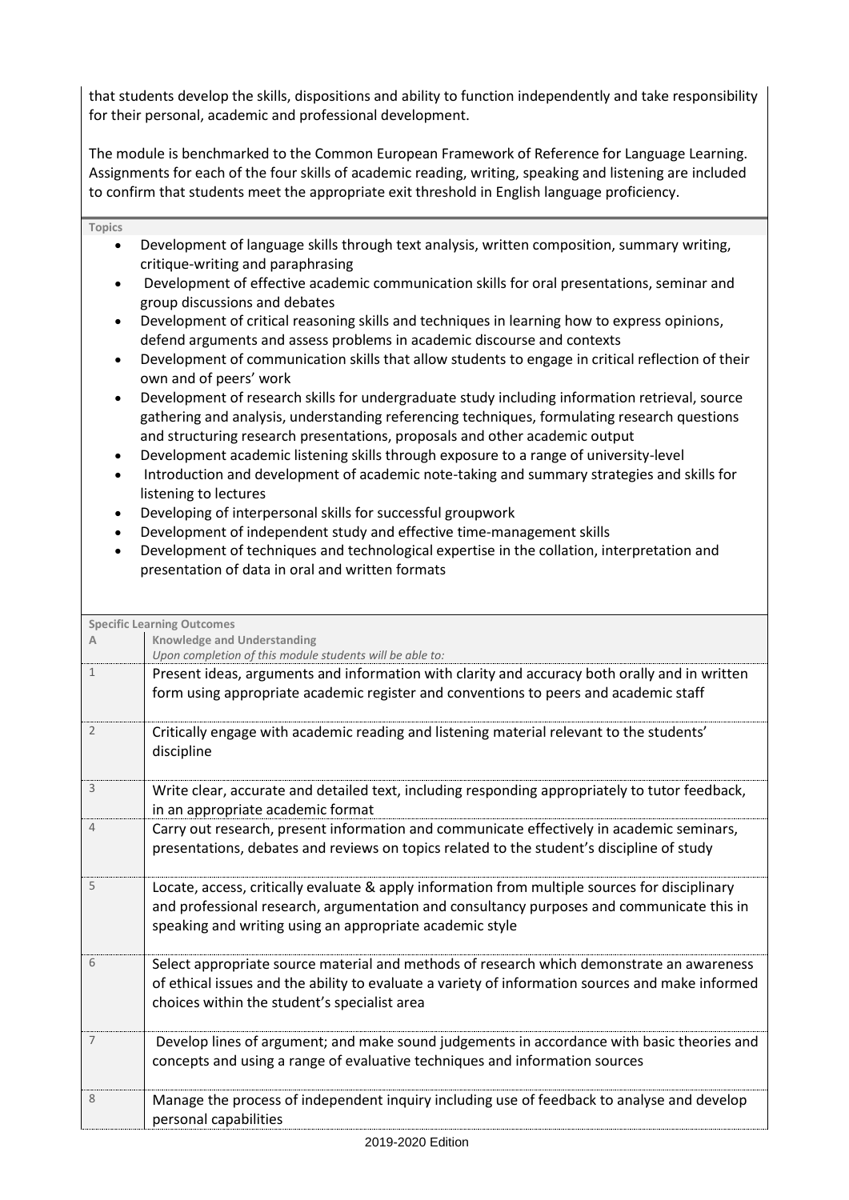that students develop the skills, dispositions and ability to function independently and take responsibility for their personal, academic and professional development.

The module is benchmarked to the Common European Framework of Reference for Language Learning. Assignments for each of the four skills of academic reading, writing, speaking and listening are included to confirm that students meet the appropriate exit threshold in English language proficiency.

**Topics**

- Development of language skills through text analysis, written composition, summary writing, critique-writing and paraphrasing
- Development of effective academic communication skills for oral presentations, seminar and group discussions and debates
- Development of critical reasoning skills and techniques in learning how to express opinions, defend arguments and assess problems in academic discourse and contexts
- Development of communication skills that allow students to engage in critical reflection of their own and of peers' work
- Development of research skills for undergraduate study including information retrieval, source gathering and analysis, understanding referencing techniques, formulating research questions and structuring research presentations, proposals and other academic output
- Development academic listening skills through exposure to a range of university-level
- Introduction and development of academic note-taking and summary strategies and skills for listening to lectures
- Developing of interpersonal skills for successful groupwork
- Development of independent study and effective time-management skills
- Development of techniques and technological expertise in the collation, interpretation and presentation of data in oral and written formats

**Specific Learning Outcomes**

| A | Knowledge and Understanding<br>*Upon completion of this module students will be able to:* |
|---|---|
| 1 | Present ideas, arguments and information with clarity and accuracy both orally and in written form using appropriate academic register and conventions to peers and academic staff |
| 2 | Critically engage with academic reading and listening material relevant to the students' discipline |
| 3 | Write clear, accurate and detailed text, including responding appropriately to tutor feedback, in an appropriate academic format |
| 4 | Carry out research, present information and communicate effectively in academic seminars, presentations, debates and reviews on topics related to the student's discipline of study |
| 5 | Locate, access, critically evaluate & apply information from multiple sources for disciplinary and professional research, argumentation and consultancy purposes and communicate this in speaking and writing using an appropriate academic style |
| 6 | Select appropriate source material and methods of research which demonstrate an awareness of ethical issues and the ability to evaluate a variety of information sources and make informed choices within the student's specialist area |
| 7 | Develop lines of argument; and make sound judgements in accordance with basic theories and concepts and using a range of evaluative techniques and information sources |
| 8 | Manage the process of independent inquiry including use of feedback to analyse and develop personal capabilities |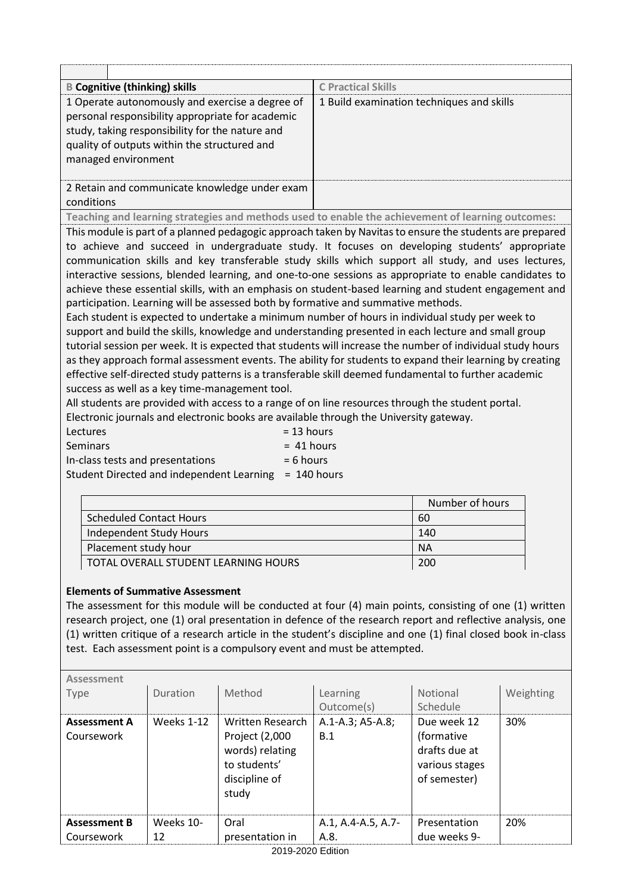| | |
|---|---|
| | |

| **B Cognitive (thinking) skills** | **C Practical Skills** |
|---|---|
| 1 Operate autonomously and exercise a degree of personal responsibility appropriate for academic study, taking responsibility for the nature and quality of outputs within the structured and managed environment | 1 Build examination techniques and skills |
| 2 Retain and communicate knowledge under exam conditions | |

**Teaching and learning strategies and methods used to enable the achievement of learning outcomes:**

This module is part of a planned pedagogic approach taken by Navitas to ensure the students are prepared to achieve and succeed in undergraduate study. It focuses on developing students' appropriate communication skills and key transferable study skills which support all study, and uses lectures, interactive sessions, blended learning, and one-to-one sessions as appropriate to enable candidates to achieve these essential skills, with an emphasis on student-based learning and student engagement and participation. Learning will be assessed both by formative and summative methods.

Each student is expected to undertake a minimum number of hours in individual study per week to support and build the skills, knowledge and understanding presented in each lecture and small group tutorial session per week. It is expected that students will increase the number of individual study hours as they approach formal assessment events. The ability for students to expand their learning by creating effective self-directed study patterns is a transferable skill deemed fundamental to further academic success as well as a key time-management tool.

All students are provided with access to a range of on line resources through the student portal. Electronic journals and electronic books are available through the University gateway.

Lectures = 13 hours
Seminars = 41 hours
In-class tests and presentations = 6 hours
Student Directed and independent Learning = 140 hours

| | Number of hours |
|---|---|
| Scheduled Contact Hours | 60 |
| Independent Study Hours | 140 |
| Placement study hour | NA |
| TOTAL OVERALL STUDENT LEARNING HOURS | 200 |

**Elements of Summative Assessment**

The assessment for this module will be conducted at four (4) main points, consisting of one (1) written research project, one (1) oral presentation in defence of the research report and reflective analysis, one (1) written critique of a research article in the student's discipline and one (1) final closed book in-class test. Each assessment point is a compulsory event and must be attempted.

| Assessment Type | Duration | Method | Learning Outcome(s) | Notional Schedule | Weighting |
|---|---|---|---|---|---|
| **Assessment A** Coursework | Weeks 1-12 | Written Research Project (2,000 words) relating to students' discipline of study | A.1-A.3; A5-A.8; B.1 | Due week 12 (formative drafts due at various stages of semester) | 30% |
| **Assessment B** Coursework | Weeks 10-12 | Oral presentation in | A.1, A.4-A.5, A.7-A.8. | Presentation due weeks 9- | 20% |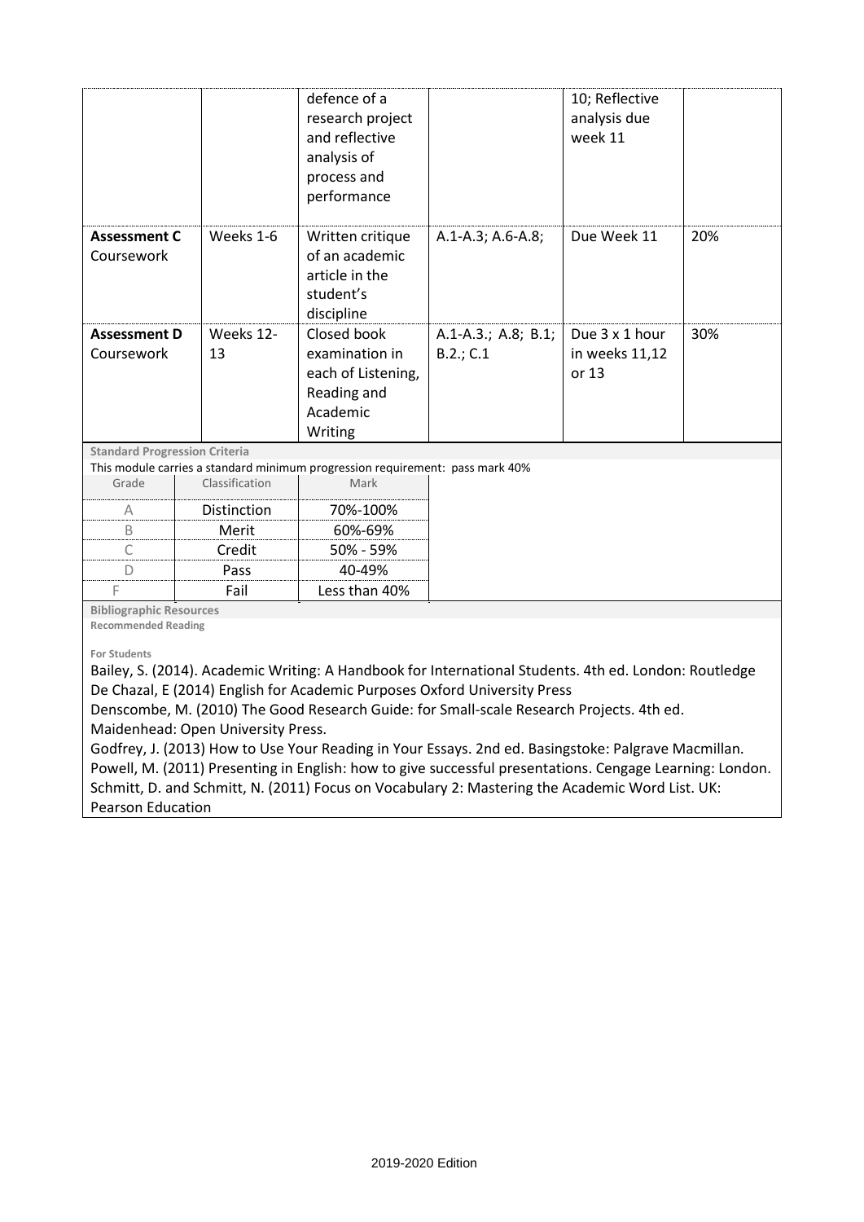| | | | | | |
|---|---|---|---|---|---|
| | | defence of a research project and reflective analysis of process and performance | | 10; Reflective analysis due week 11 | |
| **Assessment C** Coursework | Weeks 1-6 | Written critique of an academic article in the student's discipline | A.1-A.3; A.6-A.8; | Due Week 11 | 20% |
| **Assessment D** Coursework | Weeks 12-13 | Closed book examination in each of Listening, Reading and Academic Writing | A.1-A.3.; A.8; B.1; B.2.; C.1 | Due 3 x 1 hour in weeks 11,12 or 13 | 30% |

**Standard Progression Criteria**

This module carries a standard minimum progression requirement: pass mark 40%

| Grade | Classification | Mark |
|---|---|---|
| A | Distinction | 70%-100% |
| B | Merit | 60%-69% |
| C | Credit | 50% - 59% |
| D | Pass | 40-49% |
| F | Fail | Less than 40% |

**Bibliographic Resources**

**Recommended Reading**

**For Students**

Bailey, S. (2014). Academic Writing: A Handbook for International Students. 4th ed. London: Routledge
De Chazal, E (2014) English for Academic Purposes Oxford University Press
Denscombe, M. (2010) The Good Research Guide: for Small-scale Research Projects. 4th ed. Maidenhead: Open University Press.
Godfrey, J. (2013) How to Use Your Reading in Your Essays. 2nd ed. Basingstoke: Palgrave Macmillan.
Powell, M. (2011) Presenting in English: how to give successful presentations. Cengage Learning: London.
Schmitt, D. and Schmitt, N. (2011) Focus on Vocabulary 2: Mastering the Academic Word List. UK: Pearson Education

2019-2020 Edition